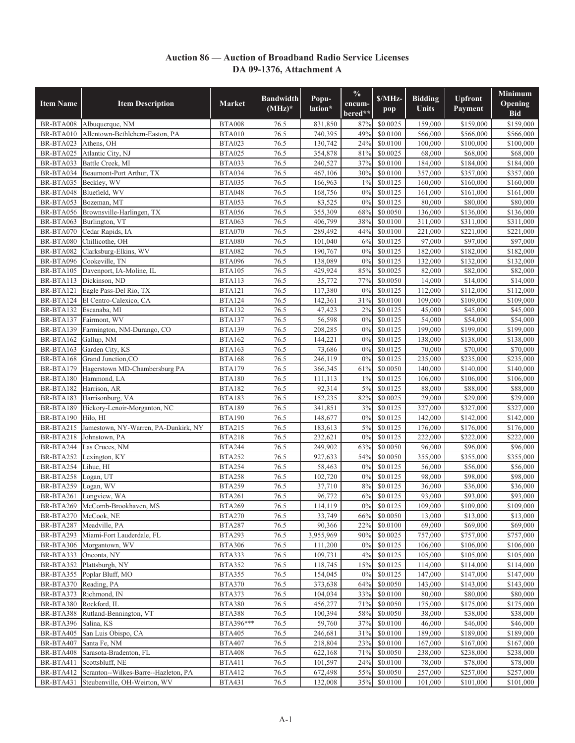# Auction 86 — Auction of Broadband Radio Service Licenses
## DA 09-1376, Attachment A

| Item Name | Item Description | Market | Bandwidth (MHz)* | Popu-lation* | % encum-bered** | $/MHz-pop | Bidding Units | Upfront Payment | Minimum Opening Bid |
|---|---|---|---|---|---|---|---|---|---|
| BR-BTA008 | Albuquerque, NM | BTA008 | 76.5 | 831,850 | 87% | $0.0025 | 159,000 | $159,000 | $159,000 |
| BR-BTA010 | Allentown-Bethlehem-Easton, PA | BTA010 | 76.5 | 740,395 | 49% | $0.0100 | 566,000 | $566,000 | $566,000 |
| BR-BTA023 | Athens, OH | BTA023 | 76.5 | 130,742 | 24% | $0.0100 | 100,000 | $100,000 | $100,000 |
| BR-BTA025 | Atlantic City, NJ | BTA025 | 76.5 | 354,878 | 81% | $0.0025 | 68,000 | $68,000 | $68,000 |
| BR-BTA033 | Battle Creek, MI | BTA033 | 76.5 | 240,527 | 37% | $0.0100 | 184,000 | $184,000 | $184,000 |
| BR-BTA034 | Beaumont-Port Arthur, TX | BTA034 | 76.5 | 467,106 | 30% | $0.0100 | 357,000 | $357,000 | $357,000 |
| BR-BTA035 | Beckley, WV | BTA035 | 76.5 | 166,963 | 1% | $0.0125 | 160,000 | $160,000 | $160,000 |
| BR-BTA048 | Bluefield, WV | BTA048 | 76.5 | 168,756 | 0% | $0.0125 | 161,000 | $161,000 | $161,000 |
| BR-BTA053 | Bozeman, MT | BTA053 | 76.5 | 83,525 | 0% | $0.0125 | 80,000 | $80,000 | $80,000 |
| BR-BTA056 | Brownsville-Harlingen, TX | BTA056 | 76.5 | 355,309 | 68% | $0.0050 | 136,000 | $136,000 | $136,000 |
| BR-BTA063 | Burlington, VT | BTA063 | 76.5 | 406,799 | 38% | $0.0100 | 311,000 | $311,000 | $311,000 |
| BR-BTA070 | Cedar Rapids, IA | BTA070 | 76.5 | 289,492 | 44% | $0.0100 | 221,000 | $221,000 | $221,000 |
| BR-BTA080 | Chillicothe, OH | BTA080 | 76.5 | 101,040 | 6% | $0.0125 | 97,000 | $97,000 | $97,000 |
| BR-BTA082 | Clarksburg-Elkins, WV | BTA082 | 76.5 | 190,767 | 0% | $0.0125 | 182,000 | $182,000 | $182,000 |
| BR-BTA096 | Cookeville, TN | BTA096 | 76.5 | 138,089 | 0% | $0.0125 | 132,000 | $132,000 | $132,000 |
| BR-BTA105 | Davenport, IA-Moline, IL | BTA105 | 76.5 | 429,924 | 85% | $0.0025 | 82,000 | $82,000 | $82,000 |
| BR-BTA113 | Dickinson, ND | BTA113 | 76.5 | 35,772 | 77% | $0.0050 | 14,000 | $14,000 | $14,000 |
| BR-BTA121 | Eagle Pass-Del Rio, TX | BTA121 | 76.5 | 117,380 | 0% | $0.0125 | 112,000 | $112,000 | $112,000 |
| BR-BTA124 | El Centro-Calexico, CA | BTA124 | 76.5 | 142,361 | 31% | $0.0100 | 109,000 | $109,000 | $109,000 |
| BR-BTA132 | Escanaba, MI | BTA132 | 76.5 | 47,423 | 2% | $0.0125 | 45,000 | $45,000 | $45,000 |
| BR-BTA137 | Fairmont, WV | BTA137 | 76.5 | 56,598 | 0% | $0.0125 | 54,000 | $54,000 | $54,000 |
| BR-BTA139 | Farmington, NM-Durango, CO | BTA139 | 76.5 | 208,285 | 0% | $0.0125 | 199,000 | $199,000 | $199,000 |
| BR-BTA162 | Gallup, NM | BTA162 | 76.5 | 144,221 | 0% | $0.0125 | 138,000 | $138,000 | $138,000 |
| BR-BTA163 | Garden City, KS | BTA163 | 76.5 | 73,686 | 0% | $0.0125 | 70,000 | $70,000 | $70,000 |
| BR-BTA168 | Grand Junction,CO | BTA168 | 76.5 | 246,119 | 0% | $0.0125 | 235,000 | $235,000 | $235,000 |
| BR-BTA179 | Hagerstown MD-Chambersburg PA | BTA179 | 76.5 | 366,345 | 61% | $0.0050 | 140,000 | $140,000 | $140,000 |
| BR-BTA180 | Hammond, LA | BTA180 | 76.5 | 111,113 | 1% | $0.0125 | 106,000 | $106,000 | $106,000 |
| BR-BTA182 | Harrison, AR | BTA182 | 76.5 | 92,314 | 5% | $0.0125 | 88,000 | $88,000 | $88,000 |
| BR-BTA183 | Harrisonburg, VA | BTA183 | 76.5 | 152,235 | 82% | $0.0025 | 29,000 | $29,000 | $29,000 |
| BR-BTA189 | Hickory-Lenoir-Morganton, NC | BTA189 | 76.5 | 341,851 | 3% | $0.0125 | 327,000 | $327,000 | $327,000 |
| BR-BTA190 | Hilo, HI | BTA190 | 76.5 | 148,677 | 0% | $0.0125 | 142,000 | $142,000 | $142,000 |
| BR-BTA215 | Jamestown, NY-Warren, PA-Dunkirk, NY | BTA215 | 76.5 | 183,613 | 5% | $0.0125 | 176,000 | $176,000 | $176,000 |
| BR-BTA218 | Johnstown, PA | BTA218 | 76.5 | 232,621 | 0% | $0.0125 | 222,000 | $222,000 | $222,000 |
| BR-BTA244 | Las Cruces, NM | BTA244 | 76.5 | 249,902 | 63% | $0.0050 | 96,000 | $96,000 | $96,000 |
| BR-BTA252 | Lexington, KY | BTA252 | 76.5 | 927,633 | 54% | $0.0050 | 355,000 | $355,000 | $355,000 |
| BR-BTA254 | Lihue, HI | BTA254 | 76.5 | 58,463 | 0% | $0.0125 | 56,000 | $56,000 | $56,000 |
| BR-BTA258 | Logan, UT | BTA258 | 76.5 | 102,720 | 0% | $0.0125 | 98,000 | $98,000 | $98,000 |
| BR-BTA259 | Logan, WV | BTA259 | 76.5 | 37,710 | 8% | $0.0125 | 36,000 | $36,000 | $36,000 |
| BR-BTA261 | Longview, WA | BTA261 | 76.5 | 96,772 | 6% | $0.0125 | 93,000 | $93,000 | $93,000 |
| BR-BTA269 | McComb-Brookhaven, MS | BTA269 | 76.5 | 114,119 | 0% | $0.0125 | 109,000 | $109,000 | $109,000 |
| BR-BTA270 | McCook, NE | BTA270 | 76.5 | 33,749 | 66% | $0.0050 | 13,000 | $13,000 | $13,000 |
| BR-BTA287 | Meadville, PA | BTA287 | 76.5 | 90,366 | 22% | $0.0100 | 69,000 | $69,000 | $69,000 |
| BR-BTA293 | Miami-Fort Lauderdale, FL | BTA293 | 76.5 | 3,955,969 | 90% | $0.0025 | 757,000 | $757,000 | $757,000 |
| BR-BTA306 | Morgantown, WV | BTA306 | 76.5 | 111,200 | 0% | $0.0125 | 106,000 | $106,000 | $106,000 |
| BR-BTA333 | Oneonta, NY | BTA333 | 76.5 | 109,731 | 4% | $0.0125 | 105,000 | $105,000 | $105,000 |
| BR-BTA352 | Plattsburgh, NY | BTA352 | 76.5 | 118,745 | 15% | $0.0125 | 114,000 | $114,000 | $114,000 |
| BR-BTA355 | Poplar Bluff, MO | BTA355 | 76.5 | 154,045 | 0% | $0.0125 | 147,000 | $147,000 | $147,000 |
| BR-BTA370 | Reading, PA | BTA370 | 76.5 | 373,638 | 64% | $0.0050 | 143,000 | $143,000 | $143,000 |
| BR-BTA373 | Richmond, IN | BTA373 | 76.5 | 104,034 | 33% | $0.0100 | 80,000 | $80,000 | $80,000 |
| BR-BTA380 | Rockford, IL | BTA380 | 76.5 | 456,277 | 71% | $0.0050 | 175,000 | $175,000 | $175,000 |
| BR-BTA388 | Rutland-Bennington, VT | BTA388 | 76.5 | 100,394 | 58% | $0.0050 | 38,000 | $38,000 | $38,000 |
| BR-BTA396 | Salina, KS | BTA396*** | 76.5 | 59,760 | 37% | $0.0100 | 46,000 | $46,000 | $46,000 |
| BR-BTA405 | San Luis Obispo, CA | BTA405 | 76.5 | 246,681 | 31% | $0.0100 | 189,000 | $189,000 | $189,000 |
| BR-BTA407 | Santa Fe, NM | BTA407 | 76.5 | 218,804 | 23% | $0.0100 | 167,000 | $167,000 | $167,000 |
| BR-BTA408 | Sarasota-Bradenton, FL | BTA408 | 76.5 | 622,168 | 71% | $0.0050 | 238,000 | $238,000 | $238,000 |
| BR-BTA411 | Scottsbluff, NE | BTA411 | 76.5 | 101,597 | 24% | $0.0100 | 78,000 | $78,000 | $78,000 |
| BR-BTA412 | Scranton--Wilkes-Barre--Hazleton, PA | BTA412 | 76.5 | 672,498 | 55% | $0.0050 | 257,000 | $257,000 | $257,000 |
| BR-BTA431 | Steubenville, OH-Weirton, WV | BTA431 | 76.5 | 132,008 | 35% | $0.0100 | 101,000 | $101,000 | $101,000 |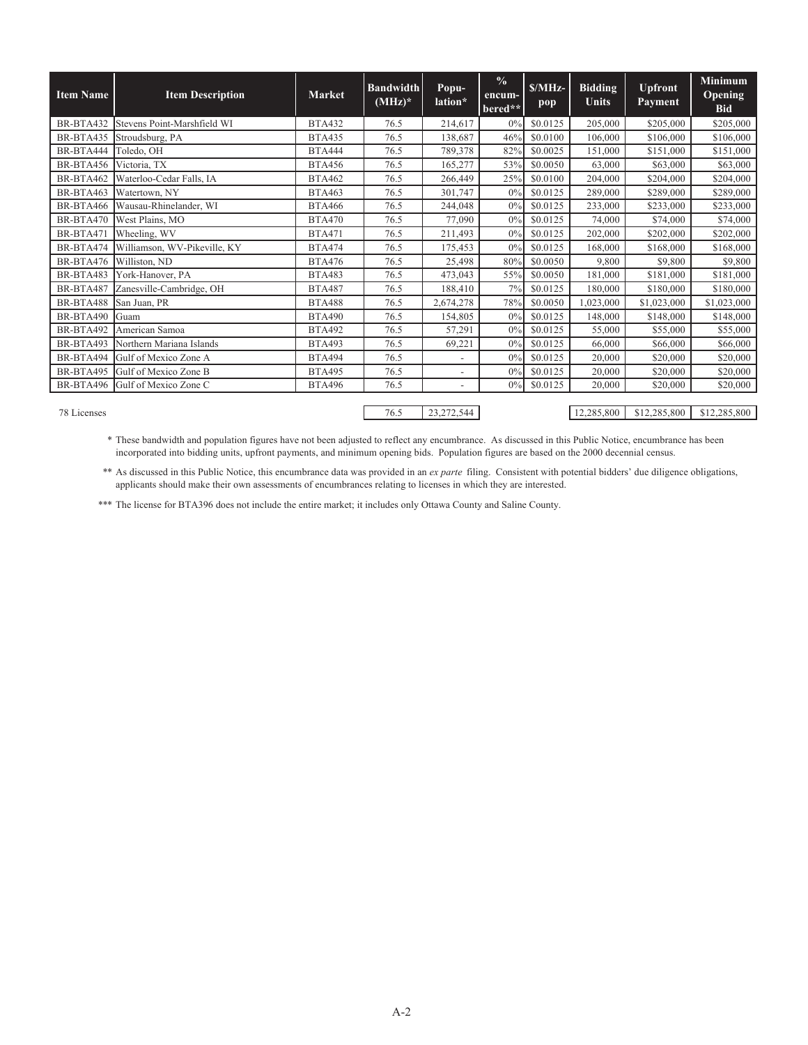| Item Name | Item Description | Market | Bandwidth (MHz)* | Popu-lation* | % encum-bered** | $/MHz-pop | Bidding Units | Upfront Payment | Minimum Opening Bid |
|---|---|---|---|---|---|---|---|---|---|
| BR-BTA432 | Stevens Point-Marshfield WI | BTA432 | 76.5 | 214,617 | 0% | $0.0125 | 205,000 | $205,000 | $205,000 |
| BR-BTA435 | Stroudsburg, PA | BTA435 | 76.5 | 138,687 | 46% | $0.0100 | 106,000 | $106,000 | $106,000 |
| BR-BTA444 | Toledo, OH | BTA444 | 76.5 | 789,378 | 82% | $0.0025 | 151,000 | $151,000 | $151,000 |
| BR-BTA456 | Victoria, TX | BTA456 | 76.5 | 165,277 | 53% | $0.0050 | 63,000 | $63,000 | $63,000 |
| BR-BTA462 | Waterloo-Cedar Falls, IA | BTA462 | 76.5 | 266,449 | 25% | $0.0100 | 204,000 | $204,000 | $204,000 |
| BR-BTA463 | Watertown, NY | BTA463 | 76.5 | 301,747 | 0% | $0.0125 | 289,000 | $289,000 | $289,000 |
| BR-BTA466 | Wausau-Rhinelander, WI | BTA466 | 76.5 | 244,048 | 0% | $0.0125 | 233,000 | $233,000 | $233,000 |
| BR-BTA470 | West Plains, MO | BTA470 | 76.5 | 77,090 | 0% | $0.0125 | 74,000 | $74,000 | $74,000 |
| BR-BTA471 | Wheeling, WV | BTA471 | 76.5 | 211,493 | 0% | $0.0125 | 202,000 | $202,000 | $202,000 |
| BR-BTA474 | Williamson, WV-Pikeville, KY | BTA474 | 76.5 | 175,453 | 0% | $0.0125 | 168,000 | $168,000 | $168,000 |
| BR-BTA476 | Williston, ND | BTA476 | 76.5 | 25,498 | 80% | $0.0050 | 9,800 | $9,800 | $9,800 |
| BR-BTA483 | York-Hanover, PA | BTA483 | 76.5 | 473,043 | 55% | $0.0050 | 181,000 | $181,000 | $181,000 |
| BR-BTA487 | Zanesville-Cambridge, OH | BTA487 | 76.5 | 188,410 | 7% | $0.0125 | 180,000 | $180,000 | $180,000 |
| BR-BTA488 | San Juan, PR | BTA488 | 76.5 | 2,674,278 | 78% | $0.0050 | 1,023,000 | $1,023,000 | $1,023,000 |
| BR-BTA490 | Guam | BTA490 | 76.5 | 154,805 | 0% | $0.0125 | 148,000 | $148,000 | $148,000 |
| BR-BTA492 | American Samoa | BTA492 | 76.5 | 57,291 | 0% | $0.0125 | 55,000 | $55,000 | $55,000 |
| BR-BTA493 | Northern Mariana Islands | BTA493 | 76.5 | 69,221 | 0% | $0.0125 | 66,000 | $66,000 | $66,000 |
| BR-BTA494 | Gulf of Mexico Zone A | BTA494 | 76.5 | - | 0% | $0.0125 | 20,000 | $20,000 | $20,000 |
| BR-BTA495 | Gulf of Mexico Zone B | BTA495 | 76.5 | - | 0% | $0.0125 | 20,000 | $20,000 | $20,000 |
| BR-BTA496 | Gulf of Mexico Zone C | BTA496 | 76.5 | - | 0% | $0.0125 | 20,000 | $20,000 | $20,000 |
| 78 Licenses | | | 76.5 | 23,272,544 | | | 12,285,800 | $12,285,800 | $12,285,800 |

\* These bandwidth and population figures have not been adjusted to reflect any encumbrance. As discussed in this Public Notice, encumbrance has been incorporated into bidding units, upfront payments, and minimum opening bids. Population figures are based on the 2000 decennial census.

\*\* As discussed in this Public Notice, this encumbrance data was provided in an *ex parte* filing. Consistent with potential bidders' due diligence obligations, applicants should make their own assessments of encumbrances relating to licenses in which they are interested.

\*\*\* The license for BTA396 does not include the entire market; it includes only Ottawa County and Saline County.